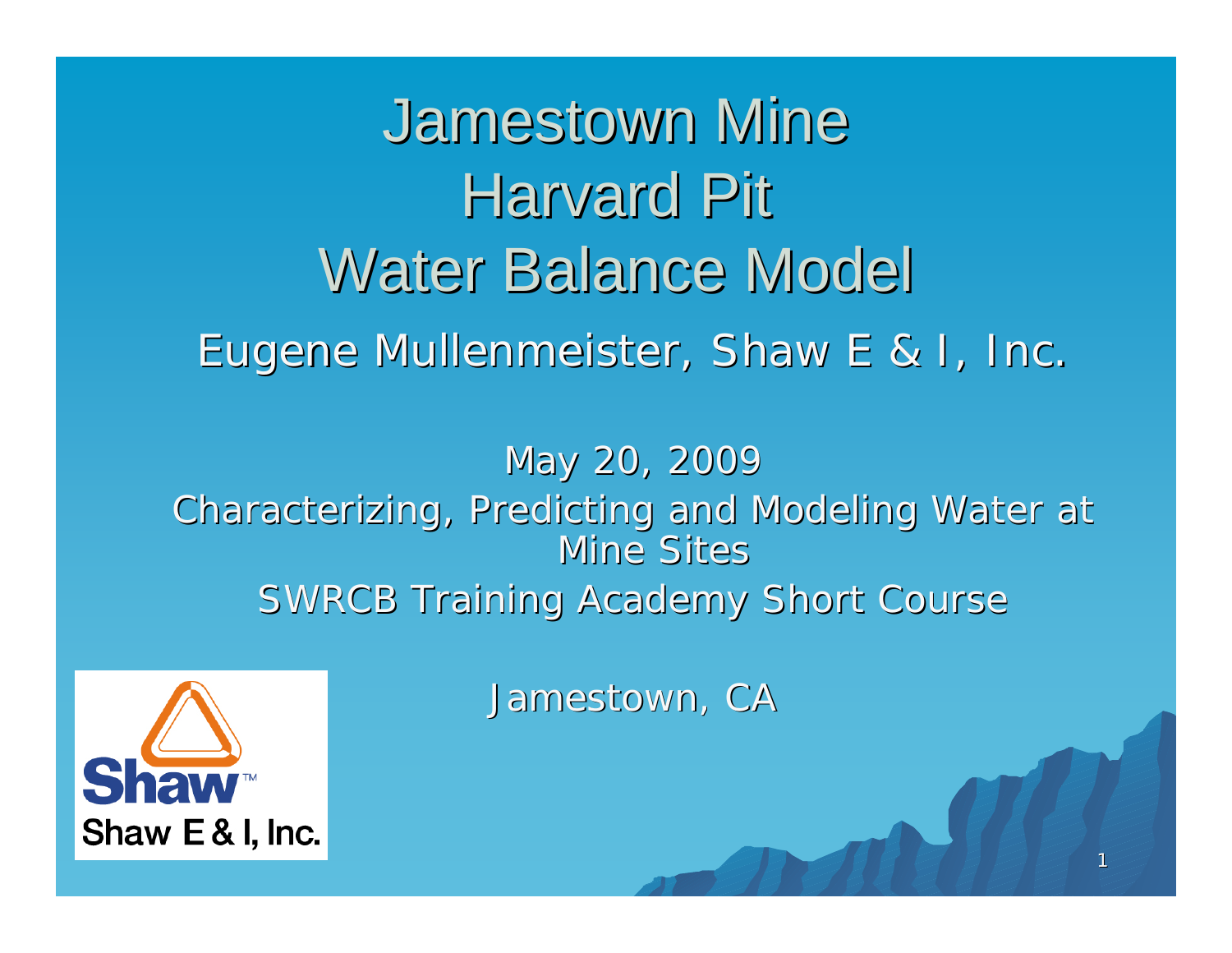# Jamestown Mine Harvard Pit Water Balance Model

Eugene Mullenmeister, Shaw E & I, Inc.

May 20, 2009

Characterizing, Predicting and Modeling Water at Mine Sites

SWRCB Training Academy Short Course

Jamestown, CA

Shaw
Shaw E & I, Inc.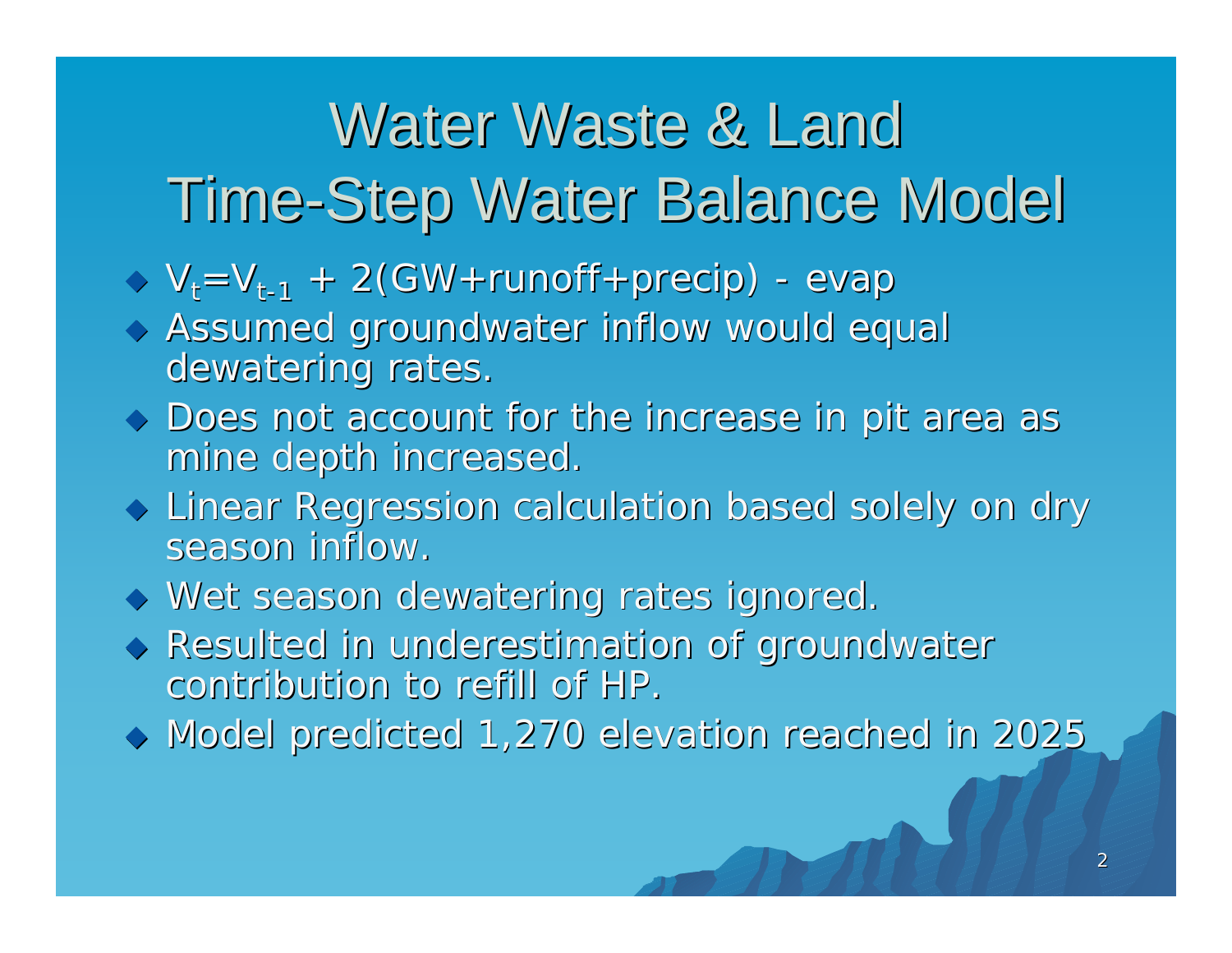# Water Waste & Land Time-Step Water Balance Model

- $V_t = V_{t-1} + 2(GW + runoff + precip) - evap$
- Assumed groundwater inflow would equal dewatering rates.
- Does not account for the increase in pit area as mine depth increased.
- Linear Regression calculation based solely on dry season inflow.
- Wet season dewatering rates ignored.
- Resulted in underestimation of groundwater contribution to refill of HP.
- Model predicted 1,270 elevation reached in 2025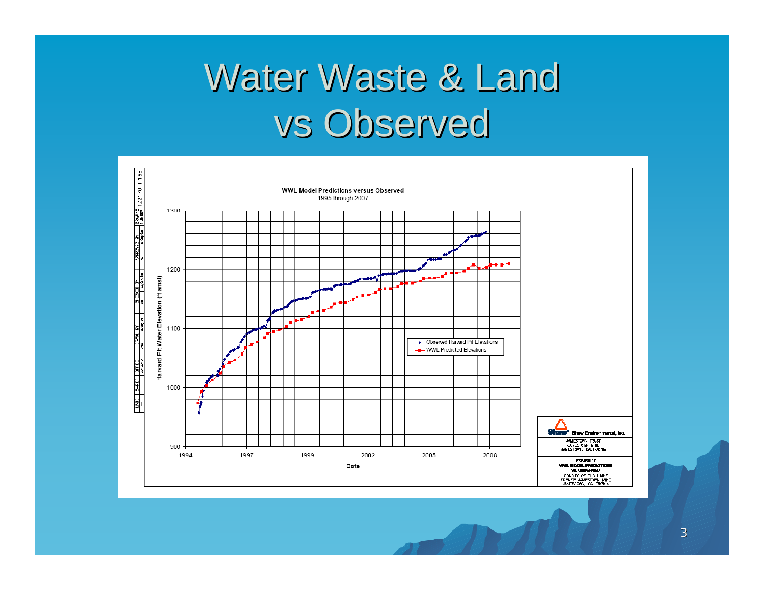# Water Waste & Land vs Observed

WWL Model Predictions versus Observed

1995 through 2007

- Observed Harvard Pit Elevations
- WWL Predicted Elevations

Harvard Pit Water Elevation (ft amsl)

Date

Shaw Environmental, Inc.

JAMESTOWN TRUST
JAMESTOWN MINE
JAMESTOWN, CALIFORNIA

FIGURE 17
WWL MODEL PREDICTIONS vs. OBSERVED
COUNTY OF TUOLUMNE
FORMER JAMESTOWN MINE
JAMESTOWN, CALIFORNIA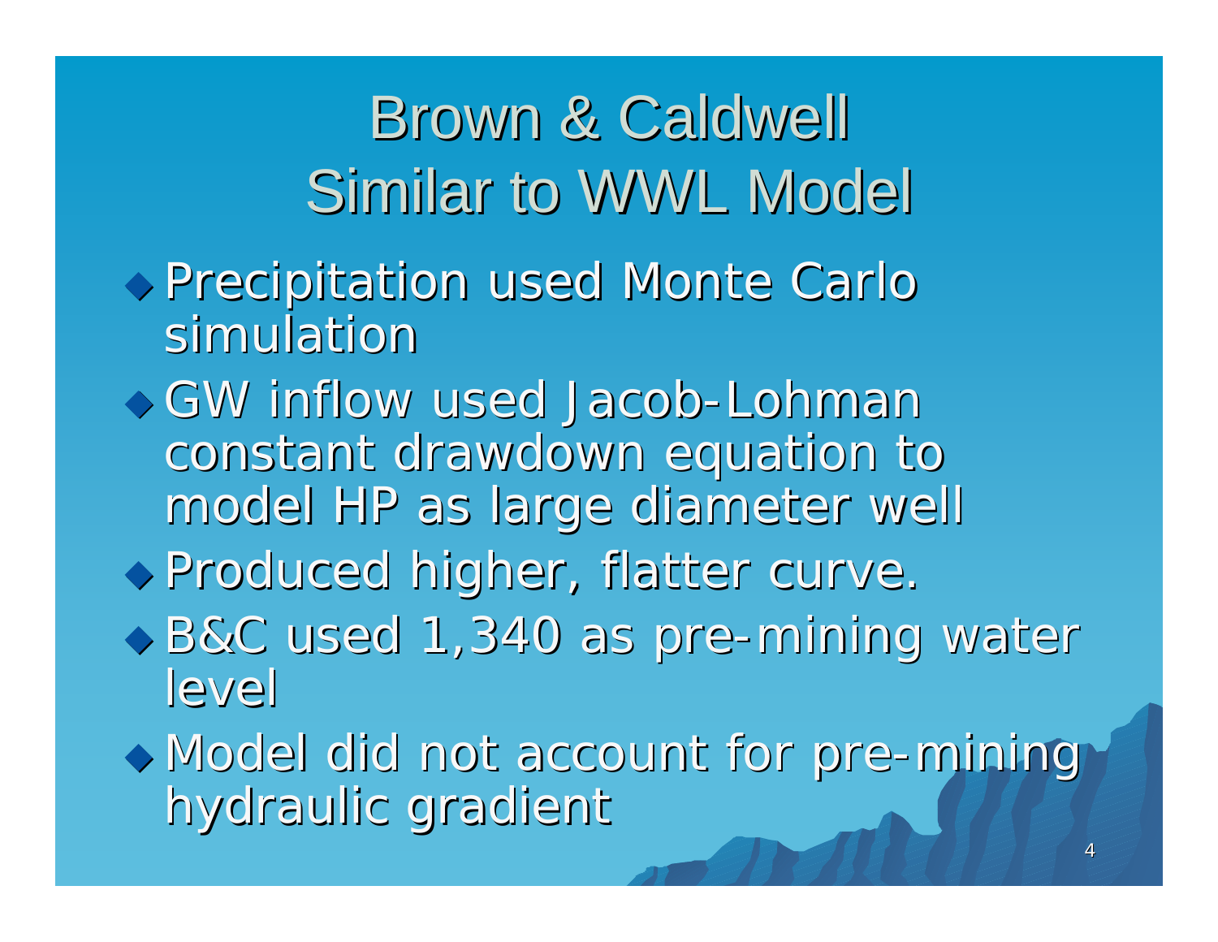# Brown & Caldwell Similar to WWL Model

- Precipitation used Monte Carlo simulation
- GW inflow used Jacob-Lohman constant drawdown equation to model HP as large diameter well
- Produced higher, flatter curve.
- B&C used 1,340 as pre-mining water level
- Model did not account for pre-mining hydraulic gradient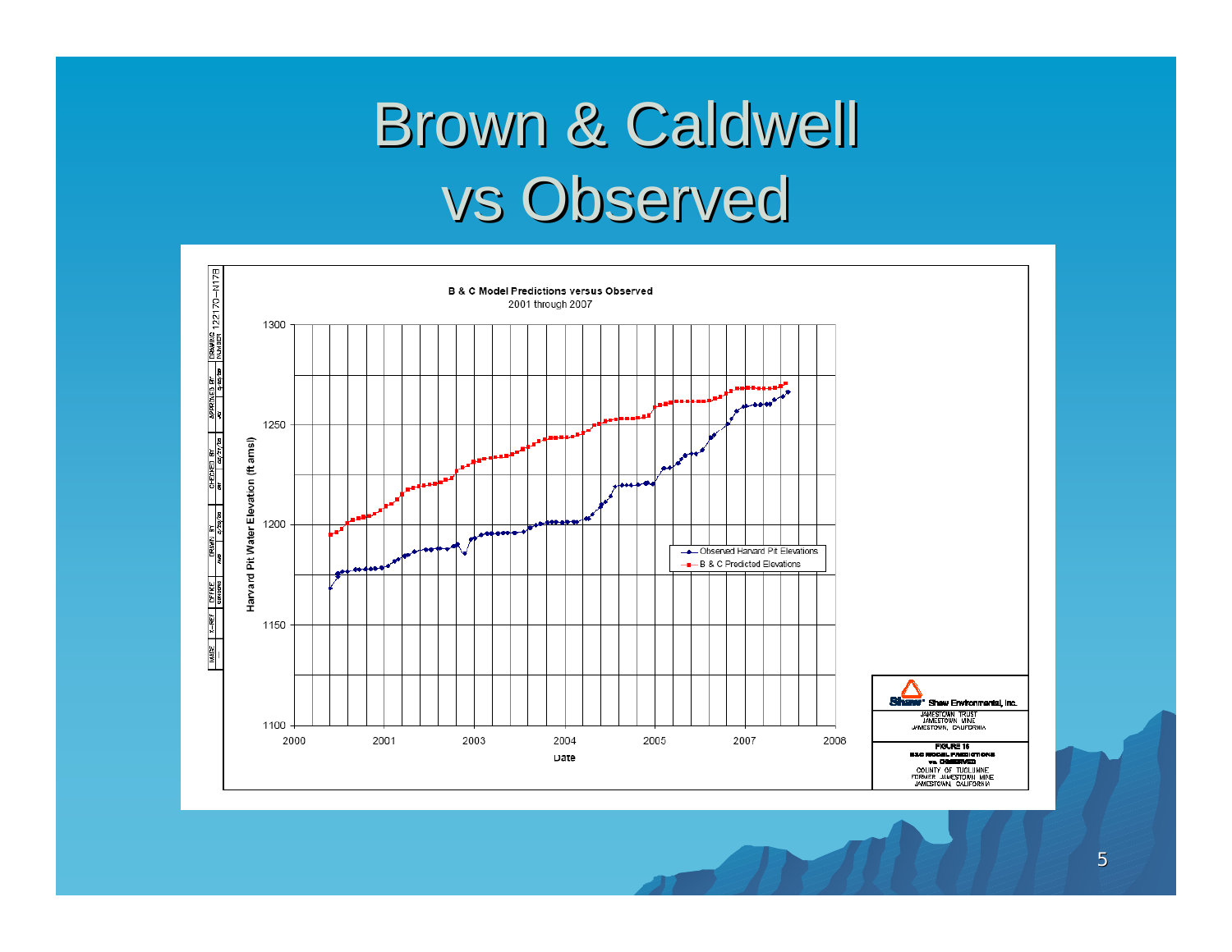# Brown & Caldwell vs Observed

B & C Model Predictions versus Observed

2001 through 2007

Harvard Pit Water Elevation (ft amsl)

Date

- Observed Harvard Pit Elevations
- B & C Predicted Elevations

Shaw Environmental, Inc.

JAMESTOWN TRUST
JAMESTOWN MINE
JAMESTOWN, CALIFORNIA

FIGURE 16
B&C MODEL PREDICTIONS vs OBSERVED

COUNTY OF TUOLUMNE
FORMER JAMESTOWN MINE
JAMESTOWN, CALIFORNIA

DRAWING NUMBER 122170-N178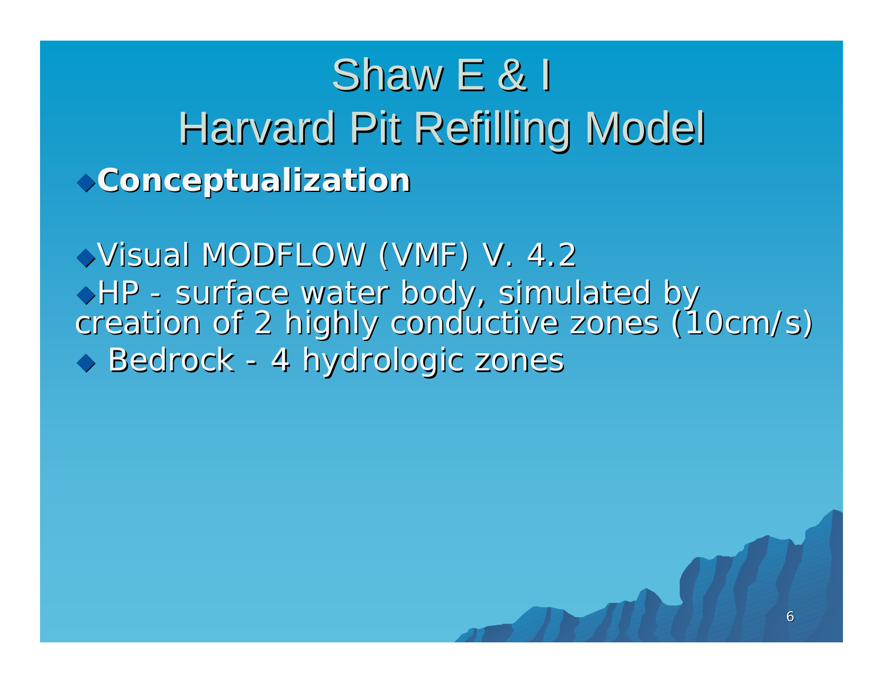# Shaw E & I
# Harvard Pit Refilling Model

- **Conceptualization**

- Visual MODFLOW (VMF) V. 4.2
- HP - surface water body, simulated by creation of 2 highly conductive zones (10cm/s)
- Bedrock - 4 hydrologic zones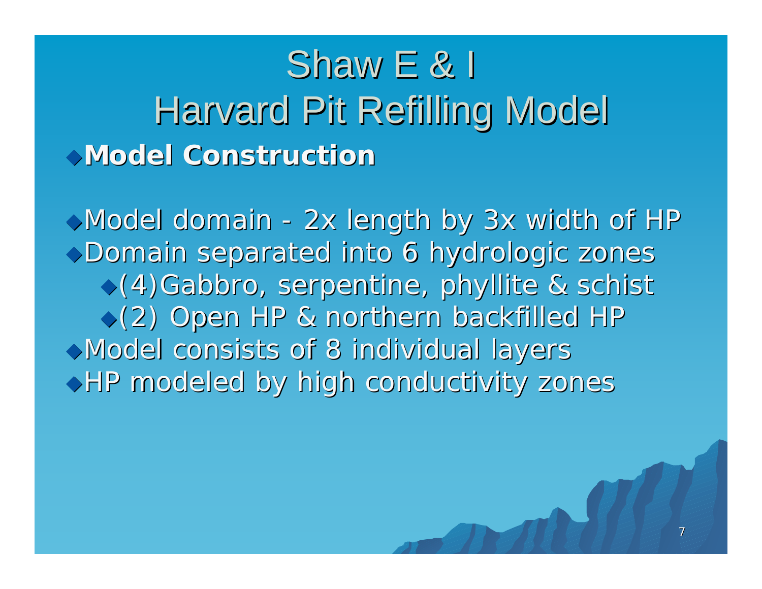# Shaw E & I
# Harvard Pit Refilling Model

- **Model Construction**

- Model domain - 2x length by 3x width of HP
- Domain separated into 6 hydrologic zones
  - (4)Gabbro, serpentine, phyllite & schist
  - (2) Open HP & northern backfilled HP
- Model consists of 8 individual layers
- HP modeled by high conductivity zones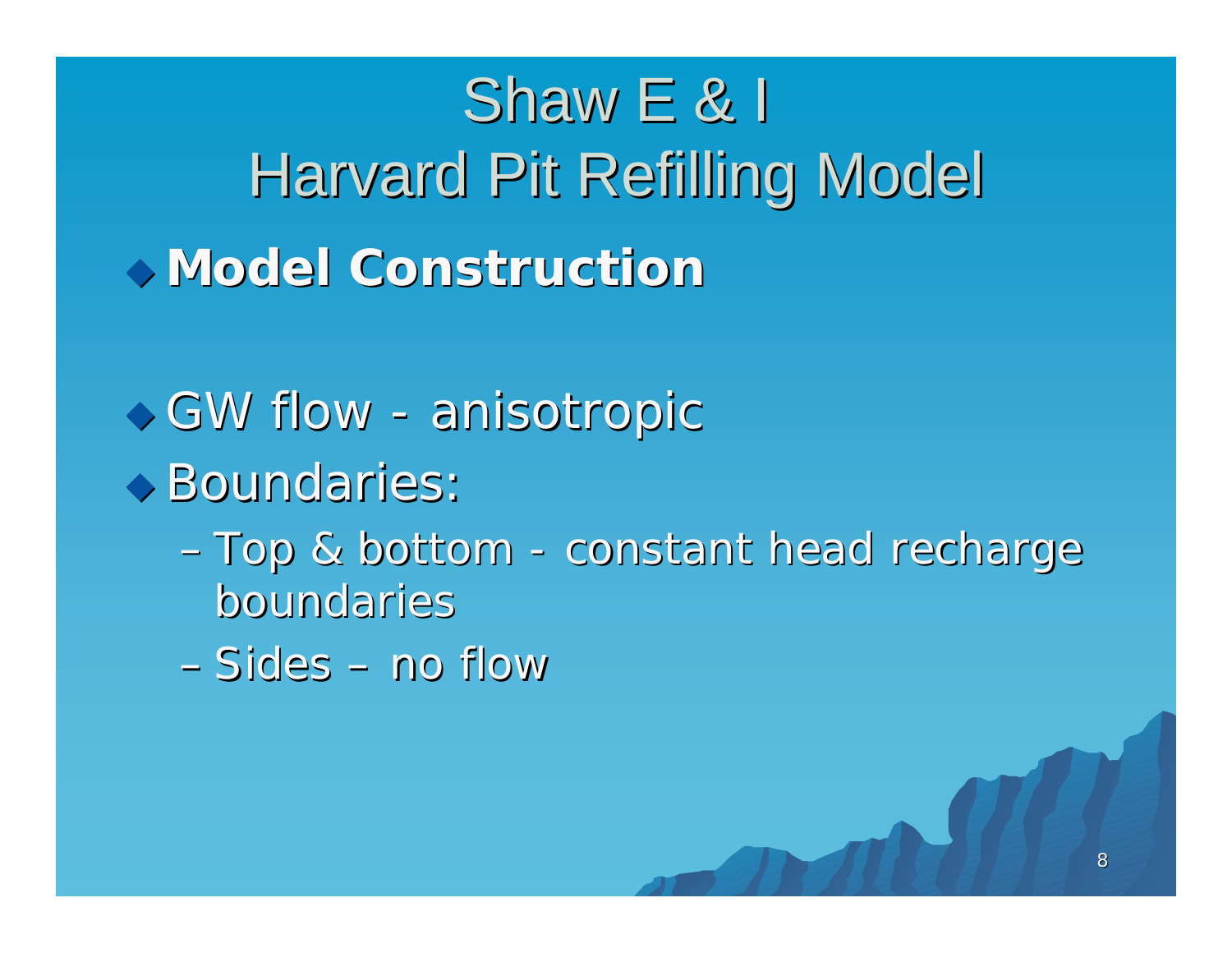# Shaw E & I
# Harvard Pit Refilling Model

- **Model Construction**

- GW flow - anisotropic
- Boundaries:
  - Top & bottom - constant head recharge boundaries
  - Sides – no flow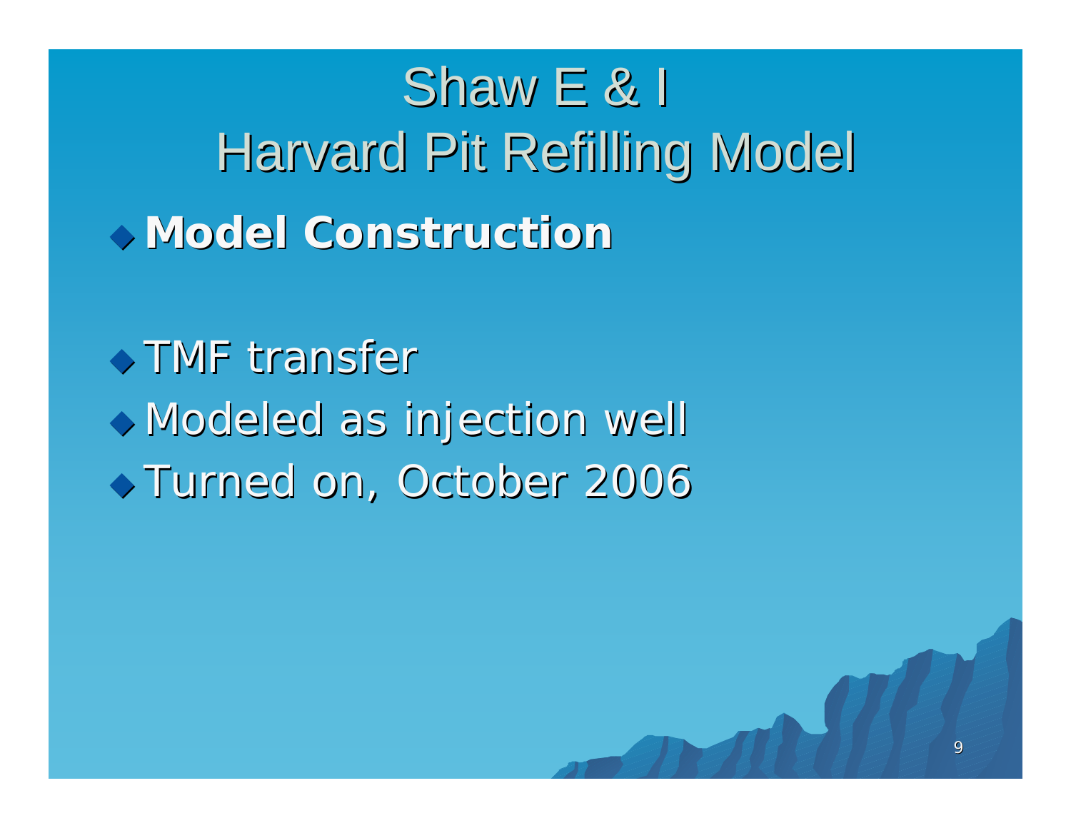# Shaw E & I
# Harvard Pit Refilling Model

- **Model Construction**

- TMF transfer
- Modeled as injection well
- Turned on, October 2006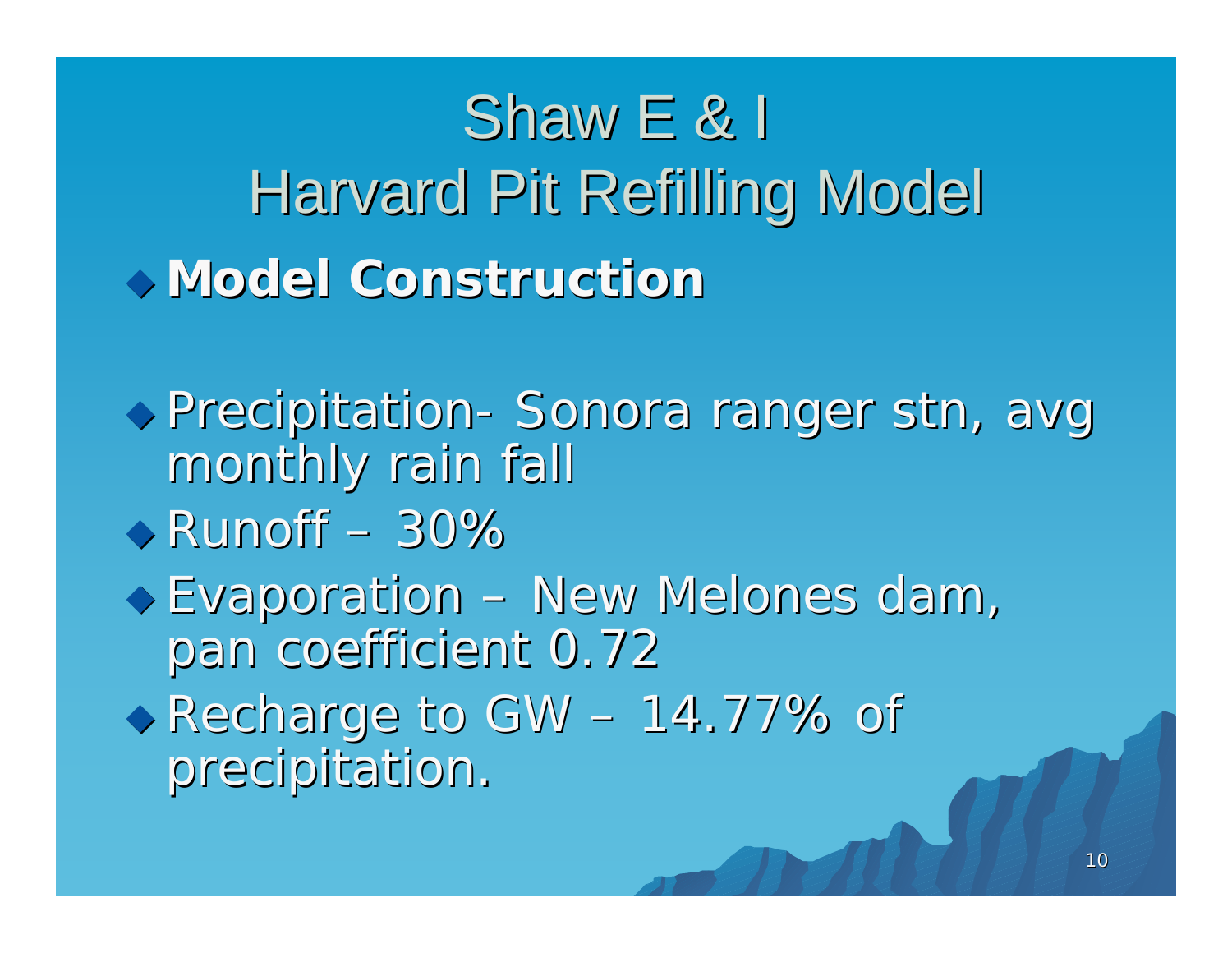# Shaw E & I
# Harvard Pit Refilling Model

- **Model Construction**

- Precipitation- Sonora ranger stn, avg monthly rain fall
- Runoff – 30%
- Evaporation – New Melones dam, pan coefficient 0.72
- Recharge to GW – 14.77% of precipitation.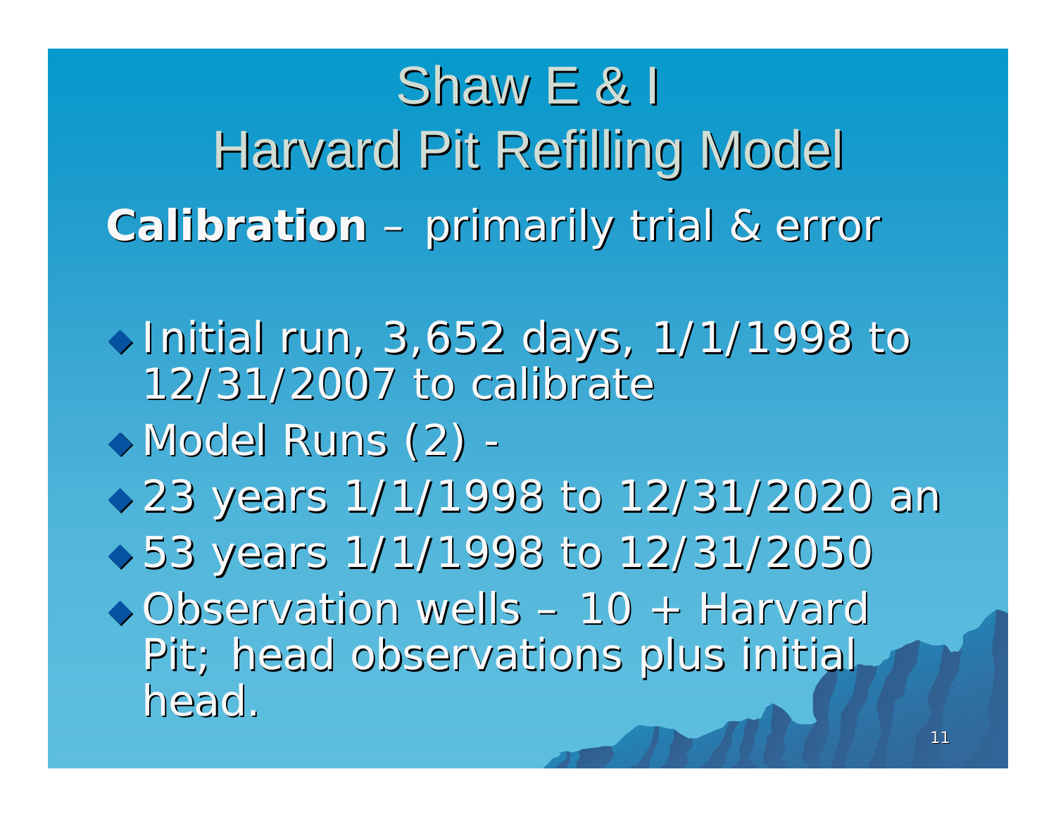# Shaw E & I
# Harvard Pit Refilling Model

**Calibration** – primarily trial & error

- Initial run, 3,652 days, 1/1/1998 to 12/31/2007 to calibrate
- Model Runs (2) -
- 23 years 1/1/1998 to 12/31/2020 an
- 53 years 1/1/1998 to 12/31/2050
- Observation wells – 10 + Harvard Pit; head observations plus initial head.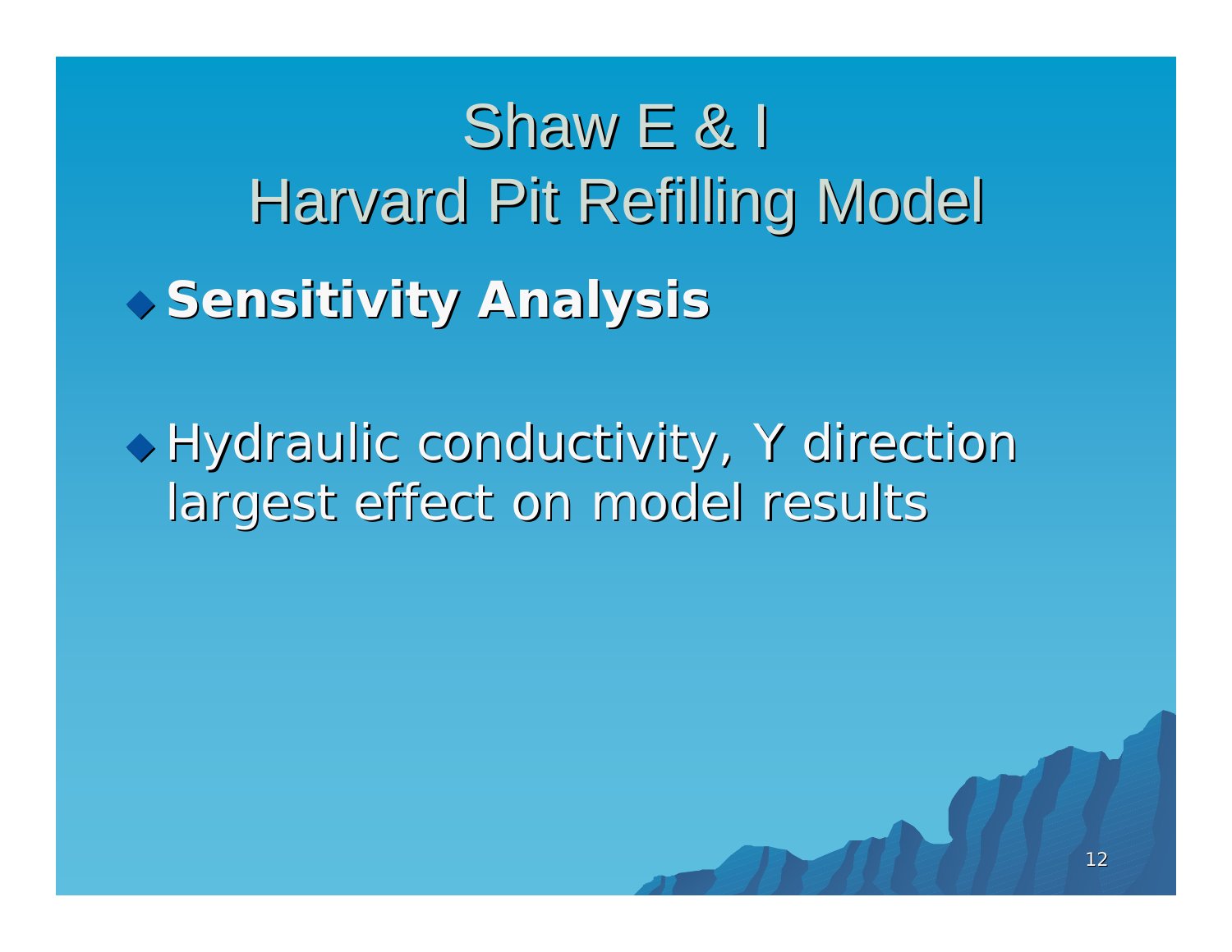# Shaw E & I
# Harvard Pit Refilling Model

- **Sensitivity Analysis**

- Hydraulic conductivity, Y direction largest effect on model results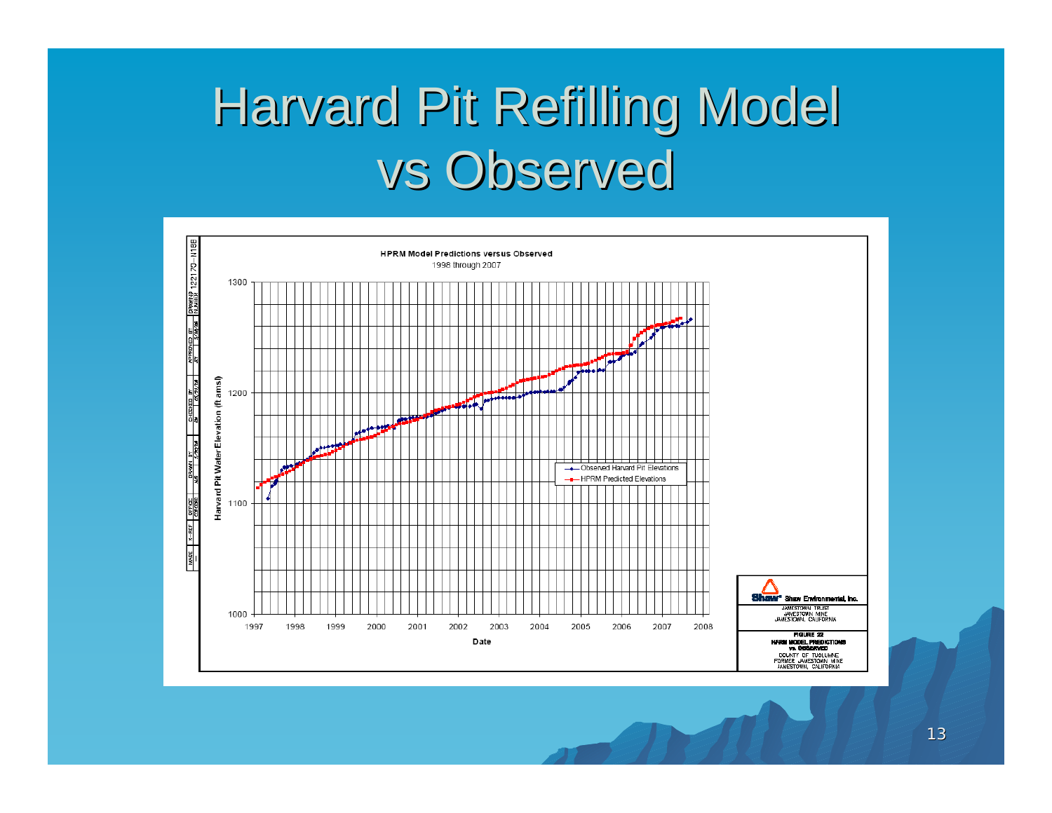# Harvard Pit Refilling Model vs Observed

**HPRM Model Predictions versus Observed**

1998 through 2007

Harvard Pit Water Elevation (ft amsl)

1300

1200

1100

1000

1997 1998 1999 2000 2001 2002 2003 2004 2005 2006 2007 2008

Date

Observed Harvard Pit Elevations

HPRM Predicted Elevations

Shaw Shaw Environmental, Inc.

JAMESTOWN TRUST
JAMESTOWN MINE
JAMESTOWN, CALIFORNIA

FIGURE 22
HARM MODEL PREDICTIONS vs. OBSERVED
COUNTY OF TUOLUMNE
FORMER JAMESTOWN MINE
JAMESTOWN, CALIFORNIA

DRAWING NUMBER 122170-N158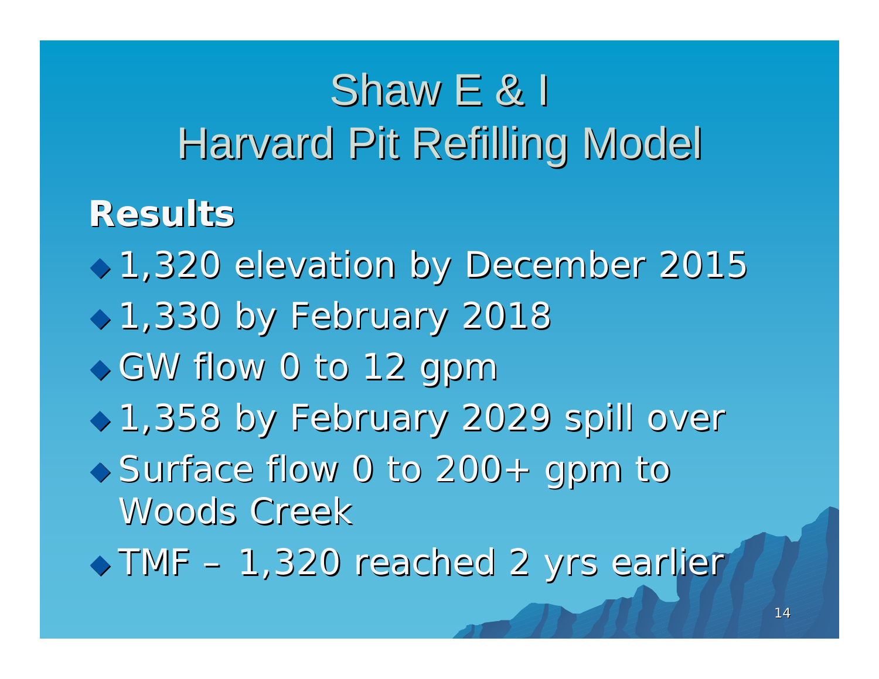# Shaw E & I
# Harvard Pit Refilling Model

**Results**

- 1,320 elevation by December 2015
- 1,330 by February 2018
- GW flow 0 to 12 gpm
- 1,358 by February 2029 spill over
- Surface flow 0 to 200+ gpm to Woods Creek
- TMF – 1,320 reached 2 yrs earlier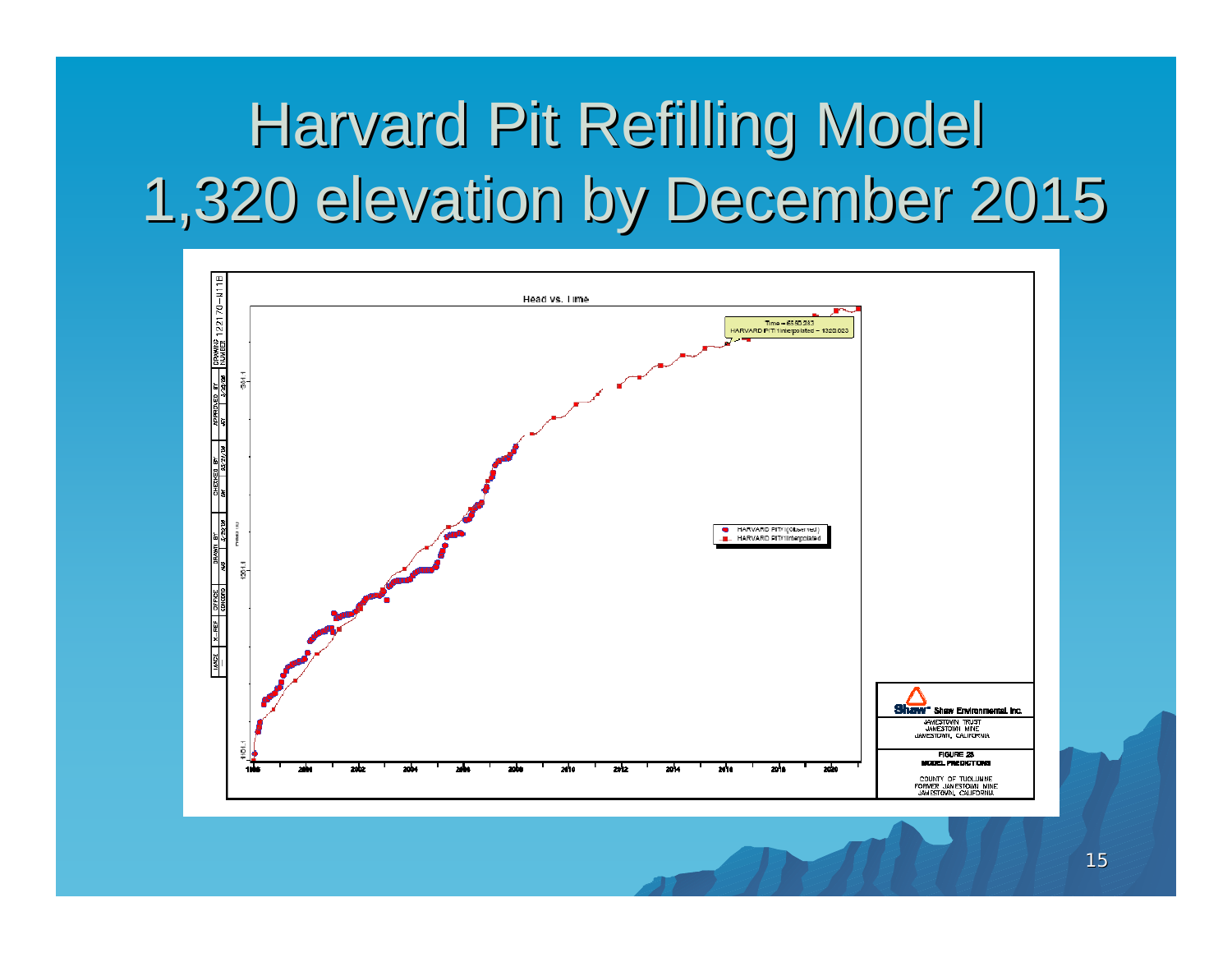# Harvard Pit Refilling Model
# 1,320 elevation by December 2015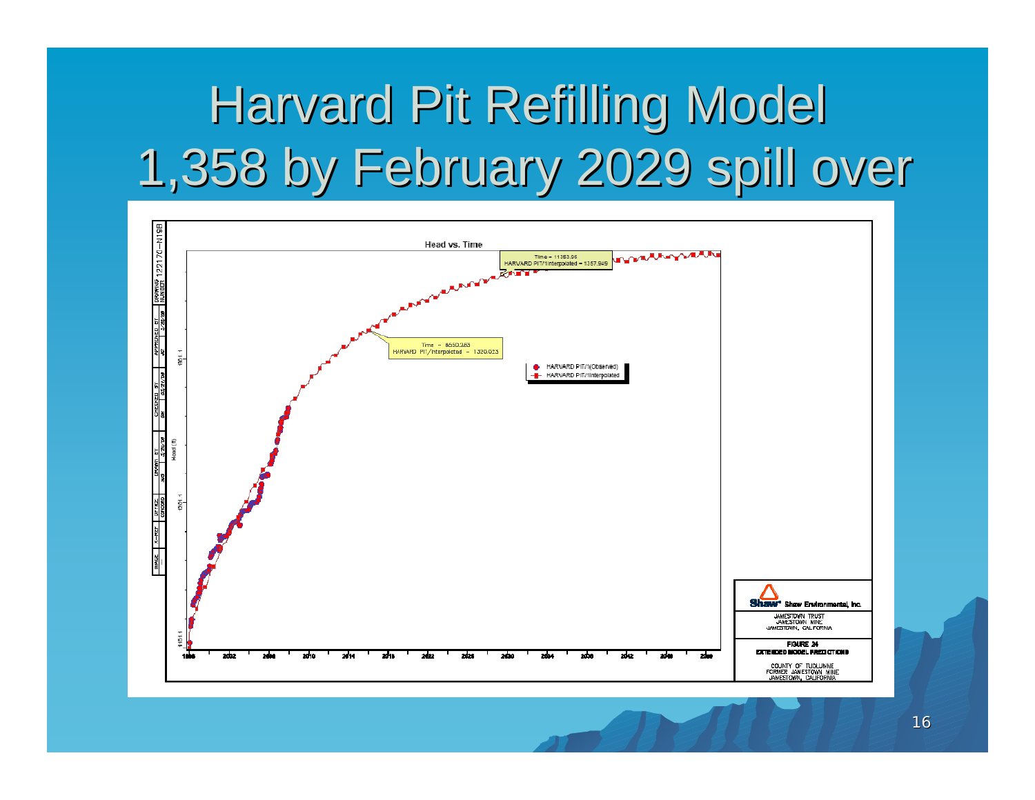# Harvard Pit Refilling Model 1,358 by February 2029 spill over

Head vs. Time

Time = 11353.06
HARVARD PIT/1/Interpolated = 1357.949

Time = 8550.263
HARVARD PIT/Interpolated = 1320.023

HARVARD PIT/1(Observed)
HARVARD PIT/1/Interpolated

Head (ft)

1998, 2002, 2006, 2010, 2014, 2018, 2022, 2026, 2030, 2034, 2038, 2042, 2046, 2050

Shaw Environmental, Inc.

JAMESTOWN TRUST
JAMESTOWN MINE
JAMESTOWN, CALIFORNIA

FIGURE 24
EXTENDED MODEL PREDICTIONS

COUNTY OF TUOLUMNE
FORMER JAMESTOWN MINE
JAMESTOWN, CALIFORNIA

DRAWING NUMBER 122170-N19B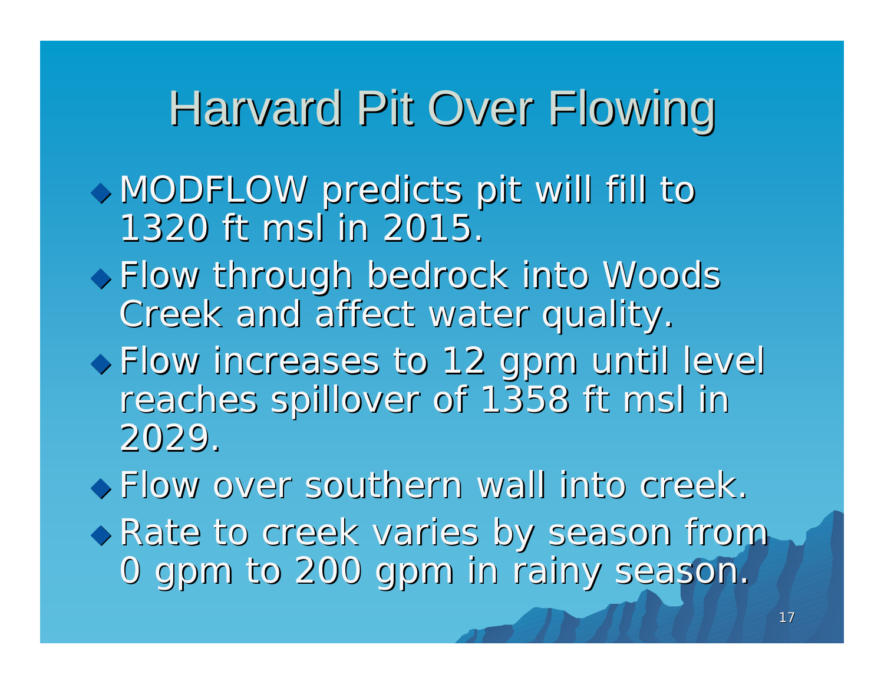# Harvard Pit Over Flowing

- MODFLOW predicts pit will fill to 1320 ft msl in 2015.
- Flow through bedrock into Woods Creek and affect water quality.
- Flow increases to 12 gpm until level reaches spillover of 1358 ft msl in 2029.
- Flow over southern wall into creek.
- Rate to creek varies by season from 0 gpm to 200 gpm in rainy season.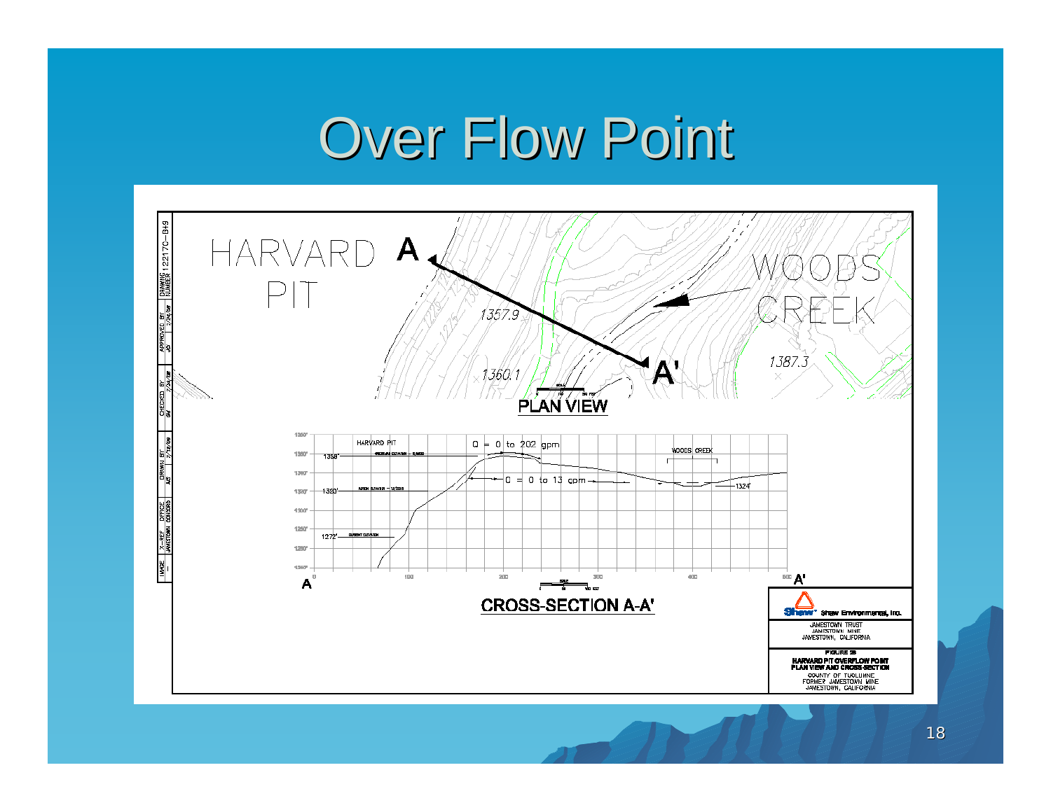# Over Flow Point

HARVARD PIT

A

A'

WOODS CREEK

1357.9

1360.1

1387.3

PLAN VIEW

HARVARD PIT

Q = 0 to 202 gpm

WOODS CREEK

1358'

1320'

Q = 0 to 13 gpm

1324'

1272'

CROSS-SECTION A-A'

Shaw Environmental, Inc.

JAMESTOWN TRUST
JAMESTOWN MINE
JAMESTOWN, CALIFORNIA

HARVARD PIT OVERFLOW POINT
PLAN VIEW AND CROSS-SECTION

COUNTY OF TUOLUMNE
FORMER JAMESTOWN MINE
JAMESTOWN, CALIFORNIA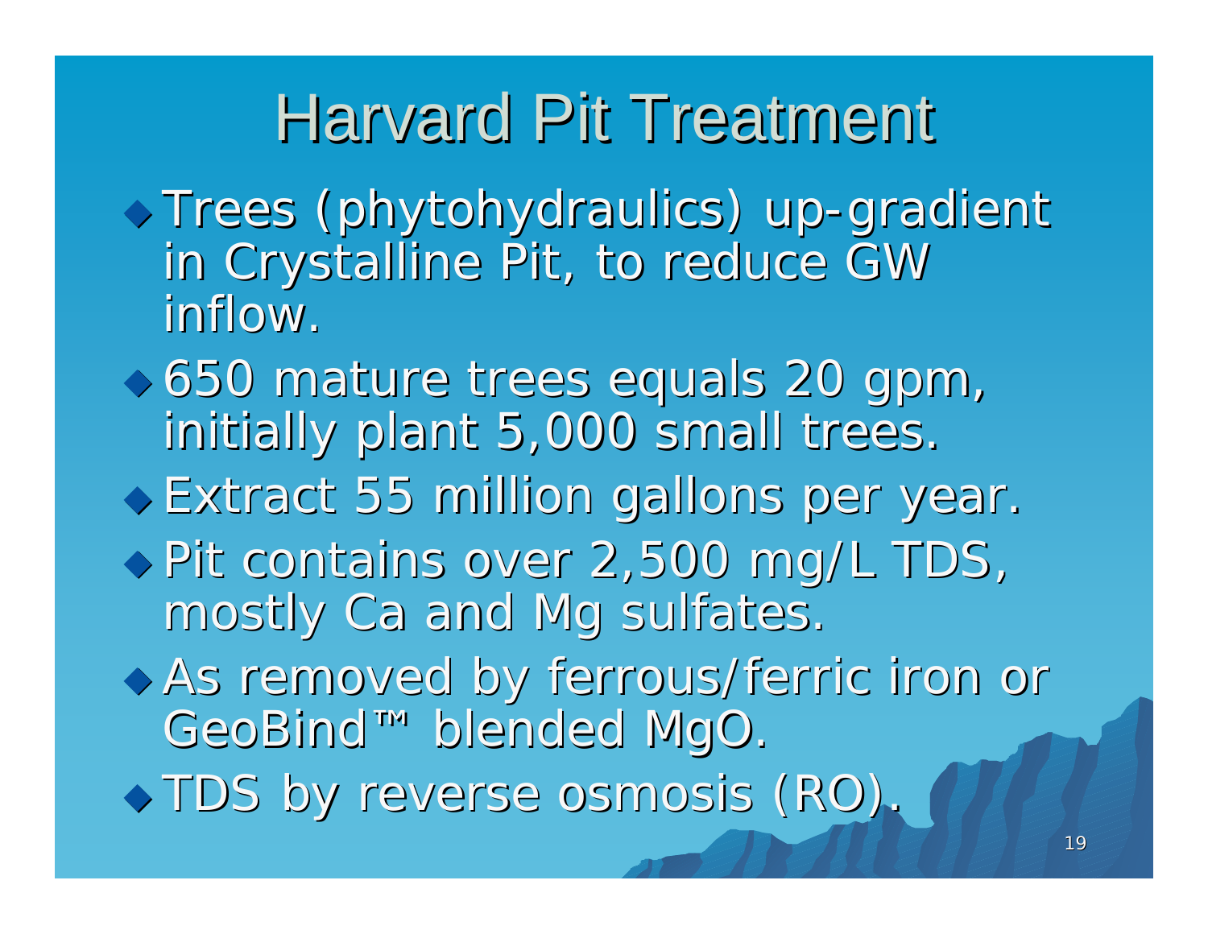# Harvard Pit Treatment

- Trees (phytohydraulics) up-gradient in Crystalline Pit, to reduce GW inflow.
- 650 mature trees equals 20 gpm, initially plant 5,000 small trees.
- Extract 55 million gallons per year.
- Pit contains over 2,500 mg/L TDS, mostly Ca and Mg sulfates.
- As removed by ferrous/ferric iron or GeoBind™ blended MgO.
- TDS by reverse osmosis (RO).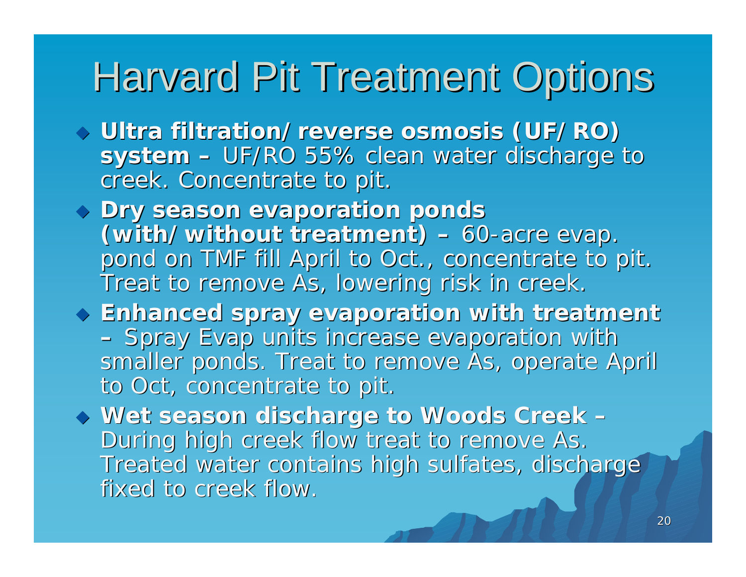# Harvard Pit Treatment Options

- **Ultra filtration/ reverse osmosis (UF/ RO) system –** UF/RO 55% clean water discharge to creek. Concentrate to pit.
- **Dry season evaporation ponds (with/ without treatment) –** 60-acre evap. pond on TMF fill April to Oct., concentrate to pit. Treat to remove As, lowering risk in creek.
- **Enhanced spray evaporation with treatment –** Spray Evap units increase evaporation with smaller ponds. Treat to remove As, operate April to Oct, concentrate to pit.
- **Wet season discharge to Woods Creek –** During high creek flow treat to remove As. Treated water contains high sulfates, discharge fixed to creek flow.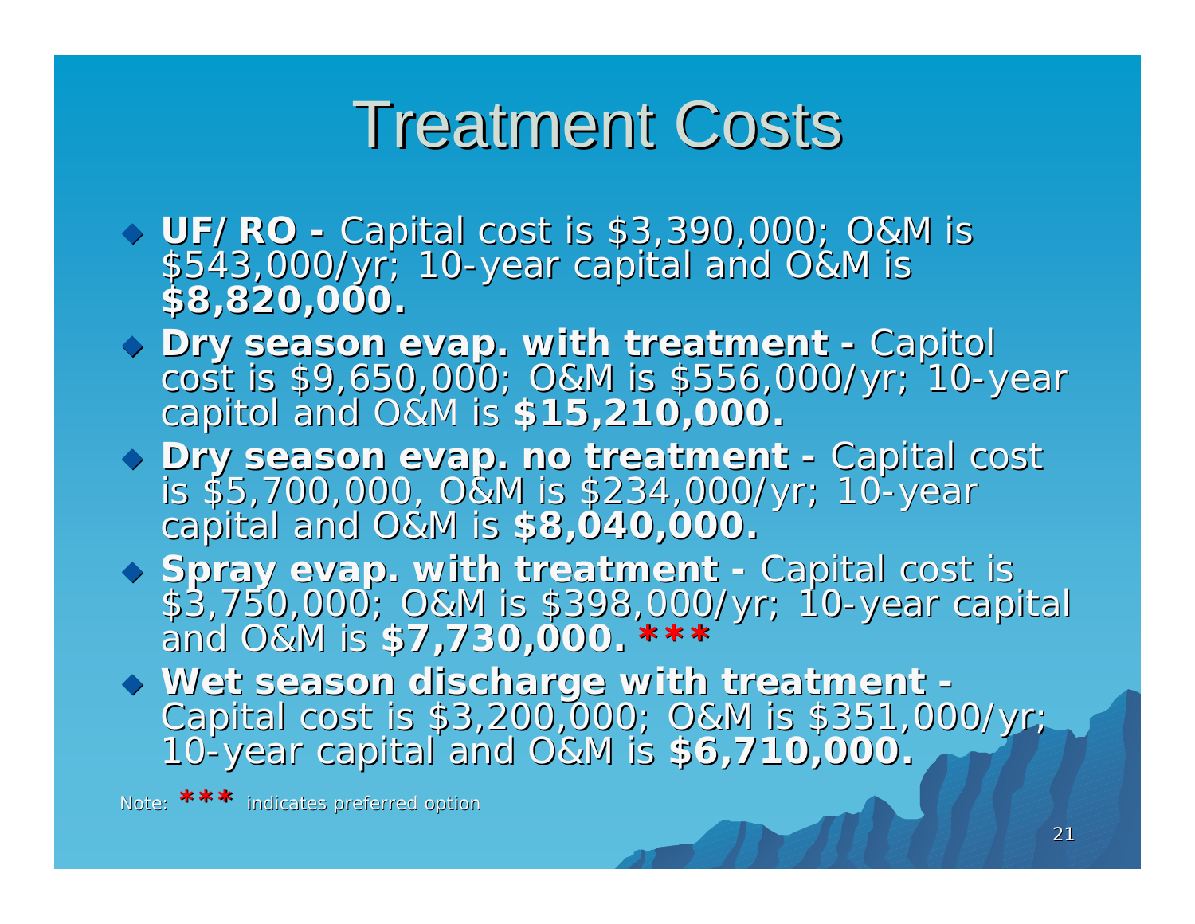# Treatment Costs

- **UF/ RO -** Capital cost is $3,390,000; O&M is $543,000/yr; 10-year capital and O&M is **$8,820,000.**
- **Dry season evap. with treatment -** Capitol cost is $9,650,000; O&M is $556,000/yr; 10-year capitol and O&M is **$15,210,000.**
- **Dry season evap. no treatment -** Capital cost is $5,700,000, O&M is $234,000/yr; 10-year capital and O&M is **$8,040,000.**
- **Spray evap. with treatment -** Capital cost is $3,750,000; O&M is $398,000/yr; 10-year capital and O&M is **$7,730,000. ***\***
- **Wet season discharge with treatment -** Capital cost is $3,200,000; O&M is $351,000/yr; 10-year capital and O&M is **$6,710,000.**

Note: *** indicates preferred option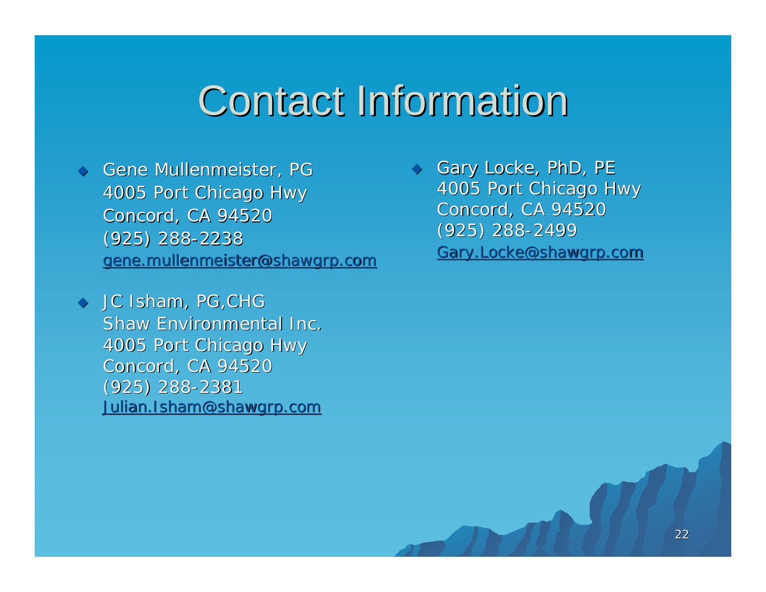# Contact Information

- Gene Mullenmeister, PG
  4005 Port Chicago Hwy
  Concord, CA 94520
  (925) 288-2238
  gene.mullenmeister@shawgrp.com

- JC Isham, PG,CHG
  Shaw Environmental Inc.
  4005 Port Chicago Hwy
  Concord, CA 94520
  (925) 288-2381
  Julian.Isham@shawgrp.com

- Gary Locke, PhD, PE
  4005 Port Chicago Hwy
  Concord, CA 94520
  (925) 288-2499
  Gary.Locke@shawgrp.com